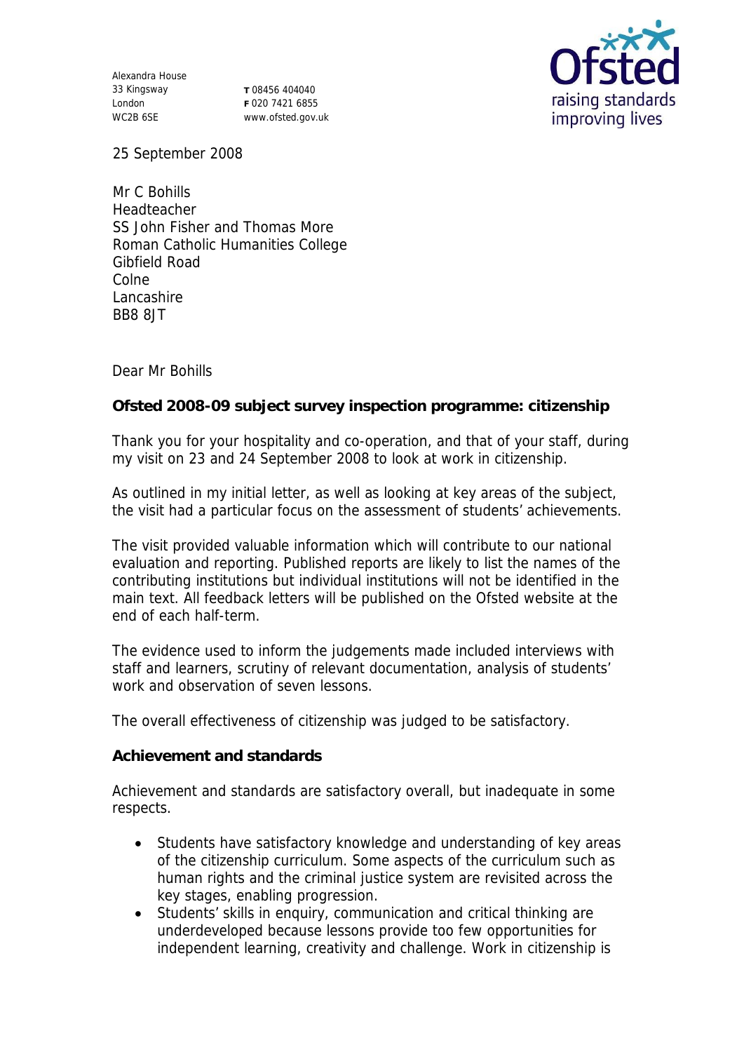Alexandra House
33 Kingsway
London
WC2B 6SE

T 08456 404040
F 020 7421 6855
www.ofsted.gov.uk

25 September 2008

Mr C Bohills
Headteacher
SS John Fisher and Thomas More
Roman Catholic Humanities College
Gibfield Road
Colne
Lancashire
BB8 8JT

Dear Mr Bohills

**Ofsted 2008-09 subject survey inspection programme: citizenship**

Thank you for your hospitality and co-operation, and that of your staff, during my visit on 23 and 24 September 2008 to look at work in citizenship.

As outlined in my initial letter, as well as looking at key areas of the subject, the visit had a particular focus on the assessment of students' achievements.

The visit provided valuable information which will contribute to our national evaluation and reporting. Published reports are likely to list the names of the contributing institutions but individual institutions will not be identified in the main text. All feedback letters will be published on the Ofsted website at the end of each half-term.

The evidence used to inform the judgements made included interviews with staff and learners, scrutiny of relevant documentation, analysis of students' work and observation of seven lessons.

The overall effectiveness of citizenship was judged to be satisfactory.

**Achievement and standards**

Achievement and standards are satisfactory overall, but inadequate in some respects.

- Students have satisfactory knowledge and understanding of key areas of the citizenship curriculum. Some aspects of the curriculum such as human rights and the criminal justice system are revisited across the key stages, enabling progression.
- Students' skills in enquiry, communication and critical thinking are underdeveloped because lessons provide too few opportunities for independent learning, creativity and challenge. Work in citizenship is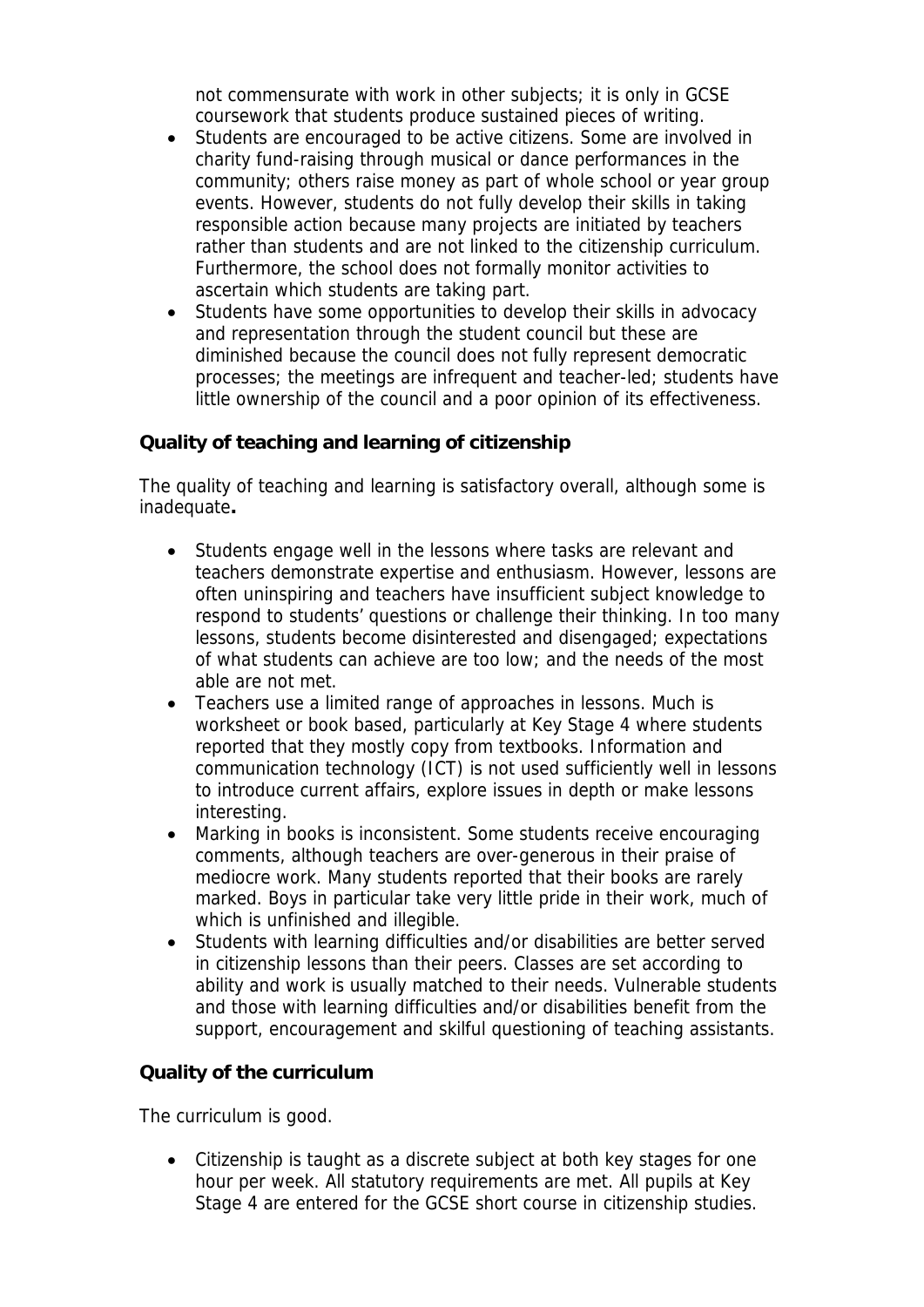not commensurate with work in other subjects; it is only in GCSE coursework that students produce sustained pieces of writing.

- Students are encouraged to be active citizens. Some are involved in charity fund-raising through musical or dance performances in the community; others raise money as part of whole school or year group events. However, students do not fully develop their skills in taking responsible action because many projects are initiated by teachers rather than students and are not linked to the citizenship curriculum. Furthermore, the school does not formally monitor activities to ascertain which students are taking part.
- Students have some opportunities to develop their skills in advocacy and representation through the student council but these are diminished because the council does not fully represent democratic processes; the meetings are infrequent and teacher-led; students have little ownership of the council and a poor opinion of its effectiveness.

**Quality of teaching and learning of citizenship**

The quality of teaching and learning is satisfactory overall, although some is inadequate**.**

- Students engage well in the lessons where tasks are relevant and teachers demonstrate expertise and enthusiasm. However, lessons are often uninspiring and teachers have insufficient subject knowledge to respond to students' questions or challenge their thinking. In too many lessons, students become disinterested and disengaged; expectations of what students can achieve are too low; and the needs of the most able are not met.
- Teachers use a limited range of approaches in lessons. Much is worksheet or book based, particularly at Key Stage 4 where students reported that they mostly copy from textbooks. Information and communication technology (ICT) is not used sufficiently well in lessons to introduce current affairs, explore issues in depth or make lessons interesting.
- Marking in books is inconsistent. Some students receive encouraging comments, although teachers are over-generous in their praise of mediocre work. Many students reported that their books are rarely marked. Boys in particular take very little pride in their work, much of which is unfinished and illegible.
- Students with learning difficulties and/or disabilities are better served in citizenship lessons than their peers. Classes are set according to ability and work is usually matched to their needs. Vulnerable students and those with learning difficulties and/or disabilities benefit from the support, encouragement and skilful questioning of teaching assistants.

**Quality of the curriculum**

The curriculum is good.

- Citizenship is taught as a discrete subject at both key stages for one hour per week. All statutory requirements are met. All pupils at Key Stage 4 are entered for the GCSE short course in citizenship studies.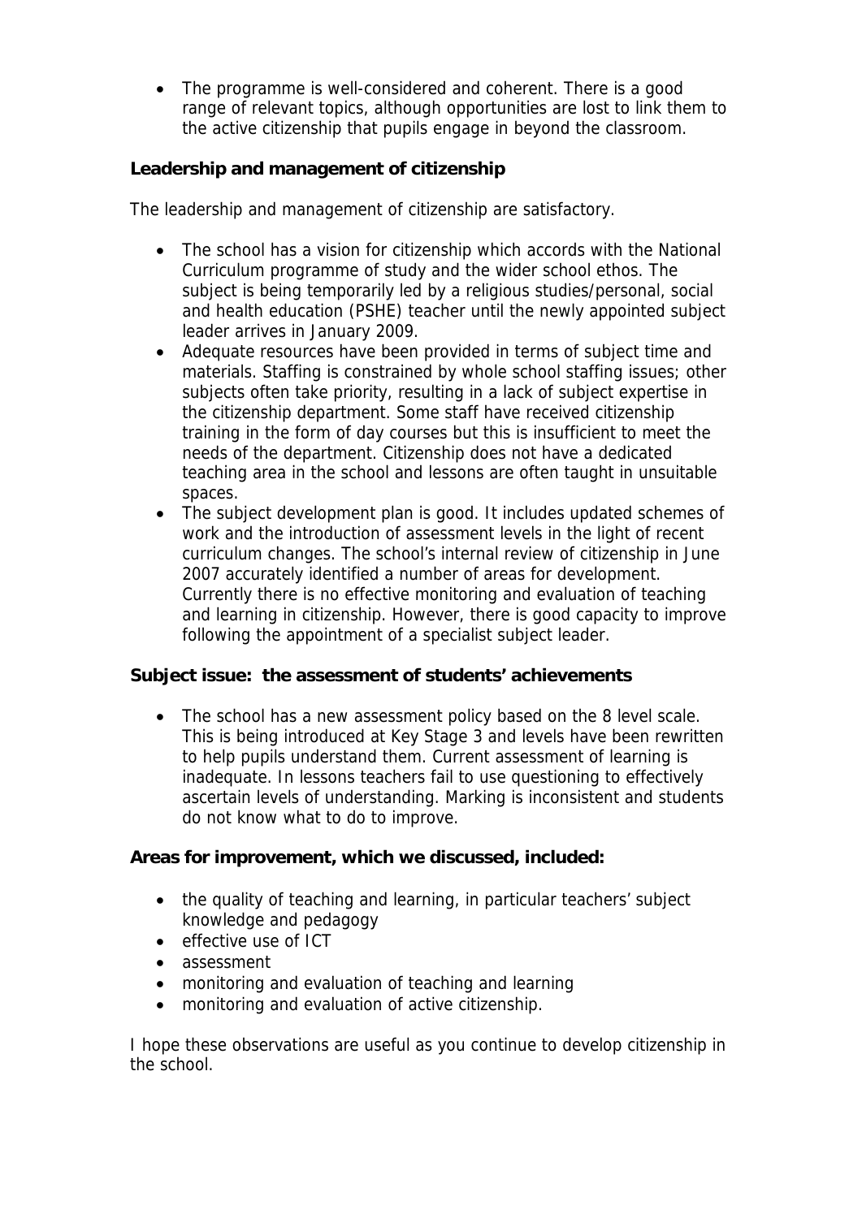- The programme is well-considered and coherent. There is a good range of relevant topics, although opportunities are lost to link them to the active citizenship that pupils engage in beyond the classroom.

**Leadership and management of citizenship**

The leadership and management of citizenship are satisfactory.

- The school has a vision for citizenship which accords with the National Curriculum programme of study and the wider school ethos. The subject is being temporarily led by a religious studies/personal, social and health education (PSHE) teacher until the newly appointed subject leader arrives in January 2009.
- Adequate resources have been provided in terms of subject time and materials. Staffing is constrained by whole school staffing issues; other subjects often take priority, resulting in a lack of subject expertise in the citizenship department. Some staff have received citizenship training in the form of day courses but this is insufficient to meet the needs of the department. Citizenship does not have a dedicated teaching area in the school and lessons are often taught in unsuitable spaces.
- The subject development plan is good. It includes updated schemes of work and the introduction of assessment levels in the light of recent curriculum changes. The school's internal review of citizenship in June 2007 accurately identified a number of areas for development. Currently there is no effective monitoring and evaluation of teaching and learning in citizenship. However, there is good capacity to improve following the appointment of a specialist subject leader.

**Subject issue: the assessment of students' achievements**

- The school has a new assessment policy based on the 8 level scale. This is being introduced at Key Stage 3 and levels have been rewritten to help pupils understand them. Current assessment of learning is inadequate. In lessons teachers fail to use questioning to effectively ascertain levels of understanding. Marking is inconsistent and students do not know what to do to improve.

**Areas for improvement, which we discussed, included:**

- the quality of teaching and learning, in particular teachers' subject knowledge and pedagogy
- effective use of ICT
- assessment
- monitoring and evaluation of teaching and learning
- monitoring and evaluation of active citizenship.

I hope these observations are useful as you continue to develop citizenship in the school.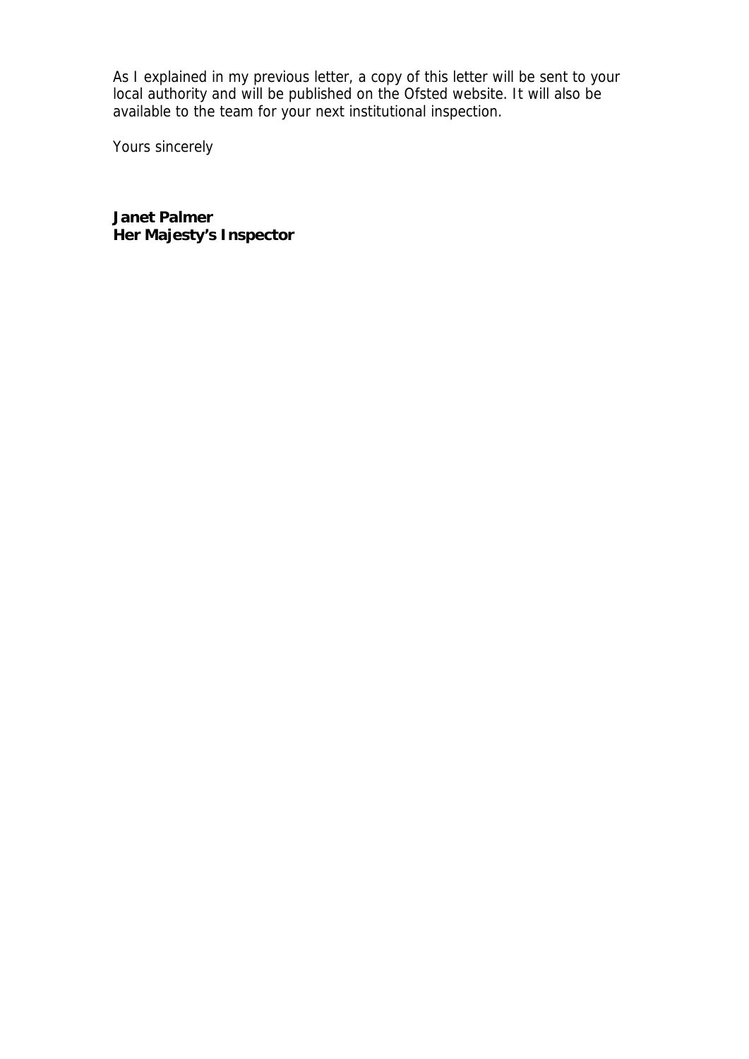As I explained in my previous letter, a copy of this letter will be sent to your local authority and will be published on the Ofsted website. It will also be available to the team for your next institutional inspection.

Yours sincerely

**Janet Palmer**
**Her Majesty's Inspector**